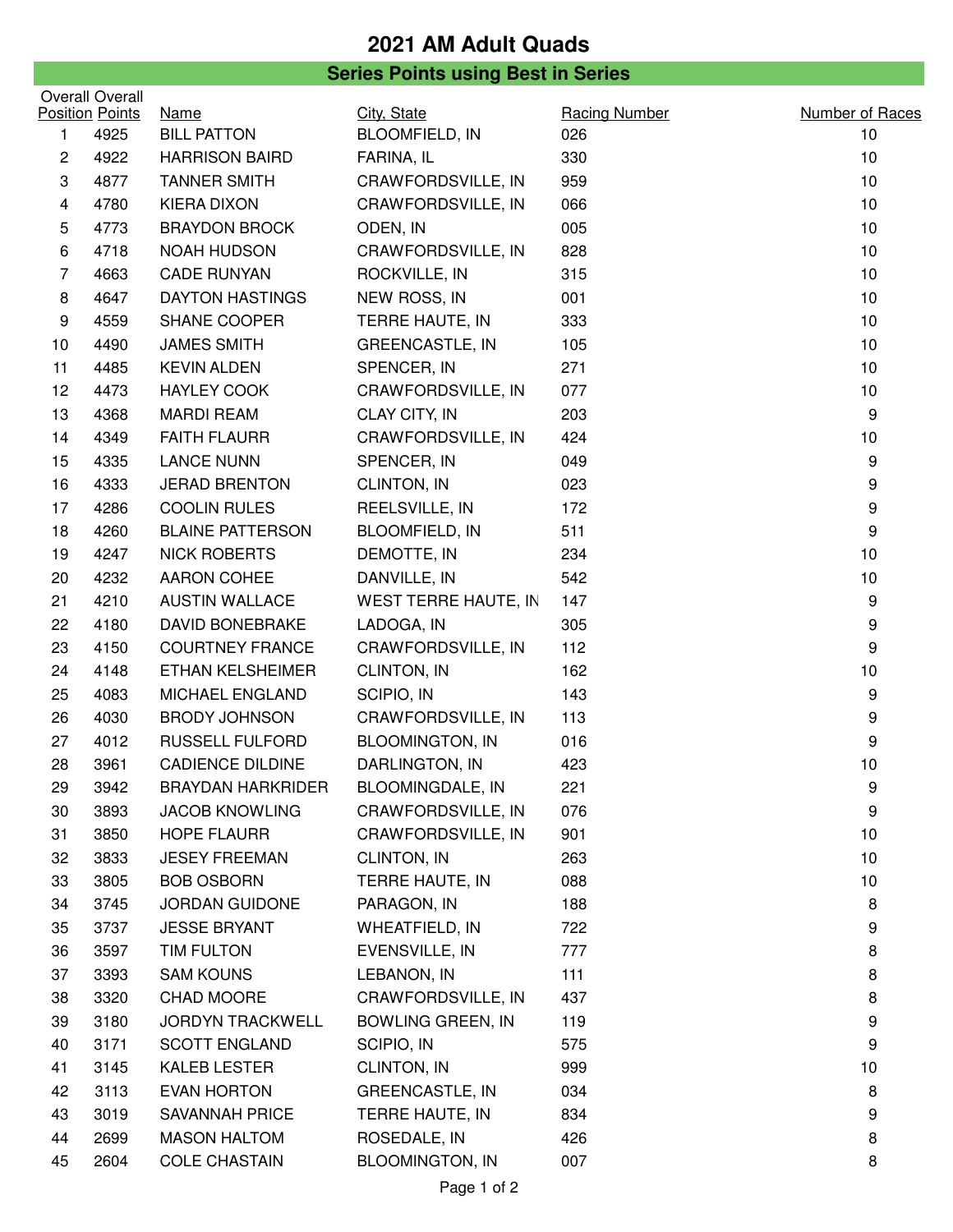# 2021 AM Adult Quads

## Series Points using Best in Series

| Overall Position | Overall Points | Name | City, State | Racing Number | Number of Races |
|---|---|---|---|---|---|
| 1 | 4925 | BILL PATTON | BLOOMFIELD, IN | 026 | 10 |
| 2 | 4922 | HARRISON BAIRD | FARINA, IL | 330 | 10 |
| 3 | 4877 | TANNER SMITH | CRAWFORDSVILLE, IN | 959 | 10 |
| 4 | 4780 | KIERA DIXON | CRAWFORDSVILLE, IN | 066 | 10 |
| 5 | 4773 | BRAYDON BROCK | ODEN, IN | 005 | 10 |
| 6 | 4718 | NOAH HUDSON | CRAWFORDSVILLE, IN | 828 | 10 |
| 7 | 4663 | CADE RUNYAN | ROCKVILLE, IN | 315 | 10 |
| 8 | 4647 | DAYTON HASTINGS | NEW ROSS, IN | 001 | 10 |
| 9 | 4559 | SHANE COOPER | TERRE HAUTE, IN | 333 | 10 |
| 10 | 4490 | JAMES SMITH | GREENCASTLE, IN | 105 | 10 |
| 11 | 4485 | KEVIN ALDEN | SPENCER, IN | 271 | 10 |
| 12 | 4473 | HAYLEY COOK | CRAWFORDSVILLE, IN | 077 | 10 |
| 13 | 4368 | MARDI REAM | CLAY CITY, IN | 203 | 9 |
| 14 | 4349 | FAITH FLAURR | CRAWFORDSVILLE, IN | 424 | 10 |
| 15 | 4335 | LANCE NUNN | SPENCER, IN | 049 | 9 |
| 16 | 4333 | JERAD BRENTON | CLINTON, IN | 023 | 9 |
| 17 | 4286 | COOLIN RULES | REELSVILLE, IN | 172 | 9 |
| 18 | 4260 | BLAINE PATTERSON | BLOOMFIELD, IN | 511 | 9 |
| 19 | 4247 | NICK ROBERTS | DEMOTTE, IN | 234 | 10 |
| 20 | 4232 | AARON COHEE | DANVILLE, IN | 542 | 10 |
| 21 | 4210 | AUSTIN WALLACE | WEST TERRE HAUTE, IN | 147 | 9 |
| 22 | 4180 | DAVID BONEBRAKE | LADOGA, IN | 305 | 9 |
| 23 | 4150 | COURTNEY FRANCE | CRAWFORDSVILLE, IN | 112 | 9 |
| 24 | 4148 | ETHAN KELSHEIMER | CLINTON, IN | 162 | 10 |
| 25 | 4083 | MICHAEL ENGLAND | SCIPIO, IN | 143 | 9 |
| 26 | 4030 | BRODY JOHNSON | CRAWFORDSVILLE, IN | 113 | 9 |
| 27 | 4012 | RUSSELL FULFORD | BLOOMINGTON, IN | 016 | 9 |
| 28 | 3961 | CADIENCE DILDINE | DARLINGTON, IN | 423 | 10 |
| 29 | 3942 | BRAYDAN HARKRIDER | BLOOMINGDALE, IN | 221 | 9 |
| 30 | 3893 | JACOB KNOWLING | CRAWFORDSVILLE, IN | 076 | 9 |
| 31 | 3850 | HOPE FLAURR | CRAWFORDSVILLE, IN | 901 | 10 |
| 32 | 3833 | JESEY FREEMAN | CLINTON, IN | 263 | 10 |
| 33 | 3805 | BOB OSBORN | TERRE HAUTE, IN | 088 | 10 |
| 34 | 3745 | JORDAN GUIDONE | PARAGON, IN | 188 | 8 |
| 35 | 3737 | JESSE BRYANT | WHEATFIELD, IN | 722 | 9 |
| 36 | 3597 | TIM FULTON | EVENSVILLE, IN | 777 | 8 |
| 37 | 3393 | SAM KOUNS | LEBANON, IN | 111 | 8 |
| 38 | 3320 | CHAD MOORE | CRAWFORDSVILLE, IN | 437 | 8 |
| 39 | 3180 | JORDYN TRACKWELL | BOWLING GREEN, IN | 119 | 9 |
| 40 | 3171 | SCOTT ENGLAND | SCIPIO, IN | 575 | 9 |
| 41 | 3145 | KALEB LESTER | CLINTON, IN | 999 | 10 |
| 42 | 3113 | EVAN HORTON | GREENCASTLE, IN | 034 | 8 |
| 43 | 3019 | SAVANNAH PRICE | TERRE HAUTE, IN | 834 | 9 |
| 44 | 2699 | MASON HALTOM | ROSEDALE, IN | 426 | 8 |
| 45 | 2604 | COLE CHASTAIN | BLOOMINGTON, IN | 007 | 8 |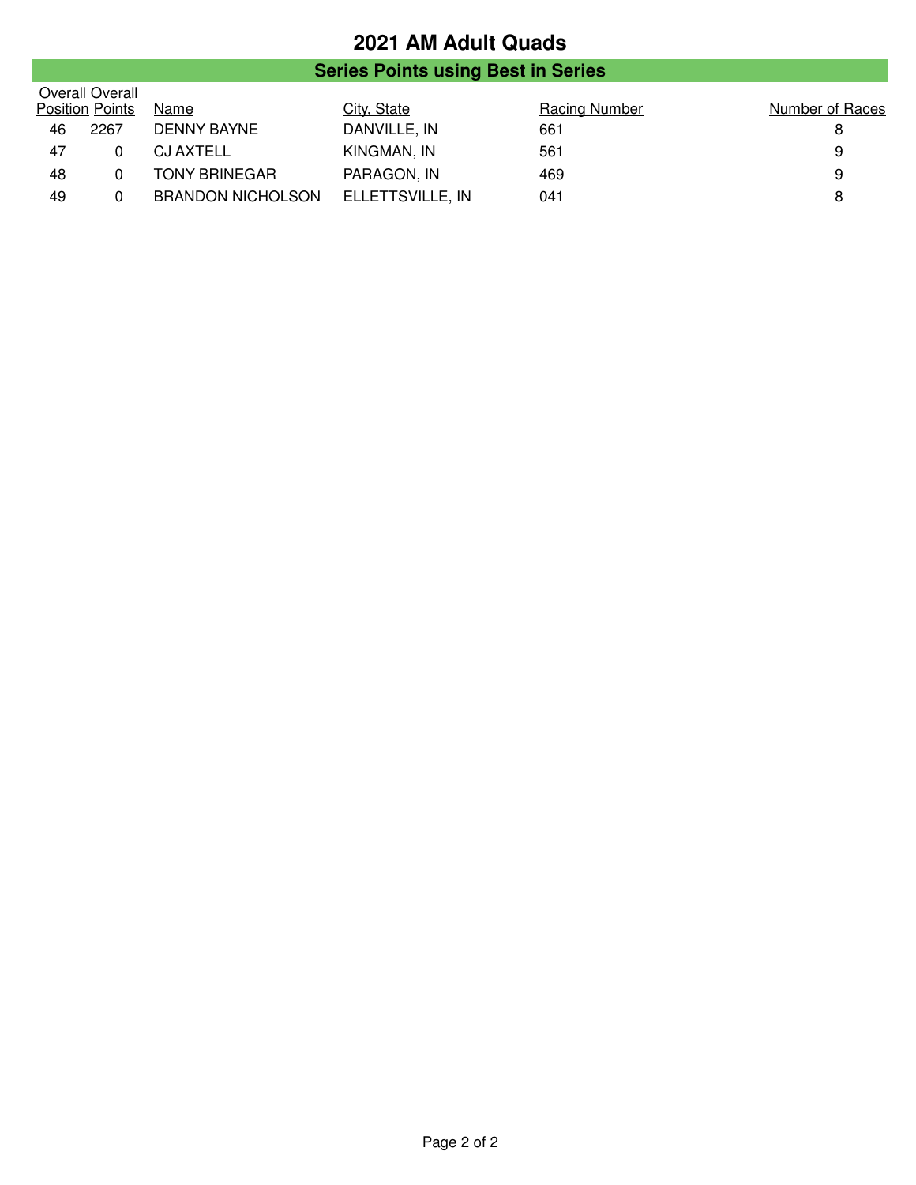# 2021 AM Adult Quads

## Series Points using Best in Series

| Overall Position | Overall Points | Name | City, State | Racing Number | Number of Races |
|---|---|---|---|---|---|
| 46 | 2267 | DENNY BAYNE | DANVILLE, IN | 661 | 8 |
| 47 | 0 | CJ AXTELL | KINGMAN, IN | 561 | 9 |
| 48 | 0 | TONY BRINEGAR | PARAGON, IN | 469 | 9 |
| 49 | 0 | BRANDON NICHOLSON | ELLETTSVILLE, IN | 041 | 8 |